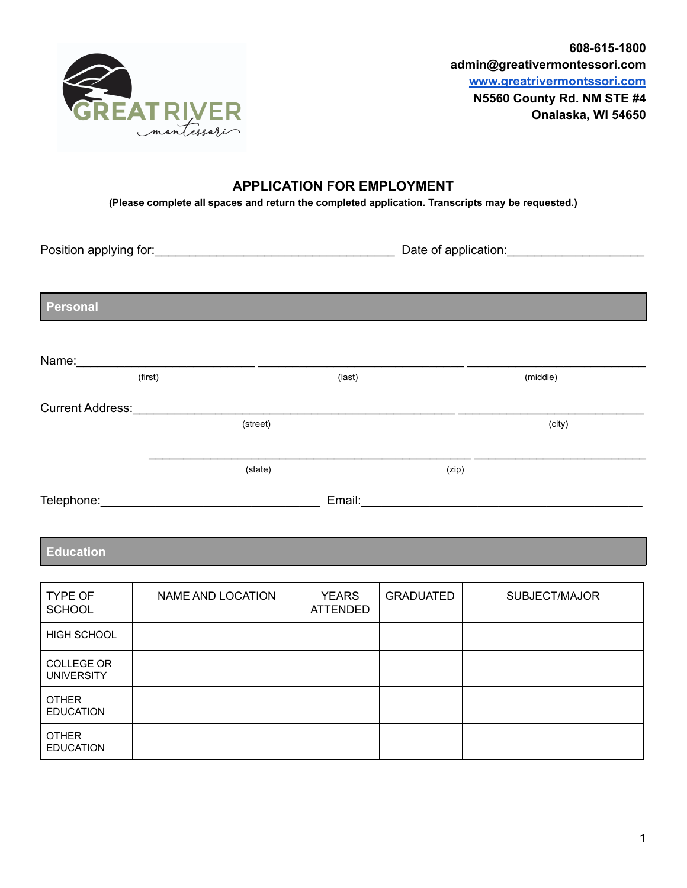GREAT RIVER montessori

**608-615-1800**
**admin@greativermontessori.com**
**[www.greatrivermontssori.com](http://www.greatrivermontssori.com)**
**N5560 County Rd. NM STE #4**
**Onalaska, WI 54650**

# APPLICATION FOR EMPLOYMENT

**(Please complete all spaces and return the completed application. Transcripts may be requested.)**

Position applying for:___________________________________ Date of application:____________________

## Personal

Name:__________________________ ______________________________ __________________________
(first) (last) (middle)

Current Address:_______________________________________________ ___________________________
(street) (city)

_______________________________________________ _________________________
(state) (zip)

Telephone:________________________________ Email:__________________________________________

## Education

| TYPE OF SCHOOL | NAME AND LOCATION | YEARS ATTENDED | GRADUATED | SUBJECT/MAJOR |
|---|---|---|---|---|
| HIGH SCHOOL | | | | |
| COLLEGE OR UNIVERSITY | | | | |
| OTHER EDUCATION | | | | |
| OTHER EDUCATION | | | | |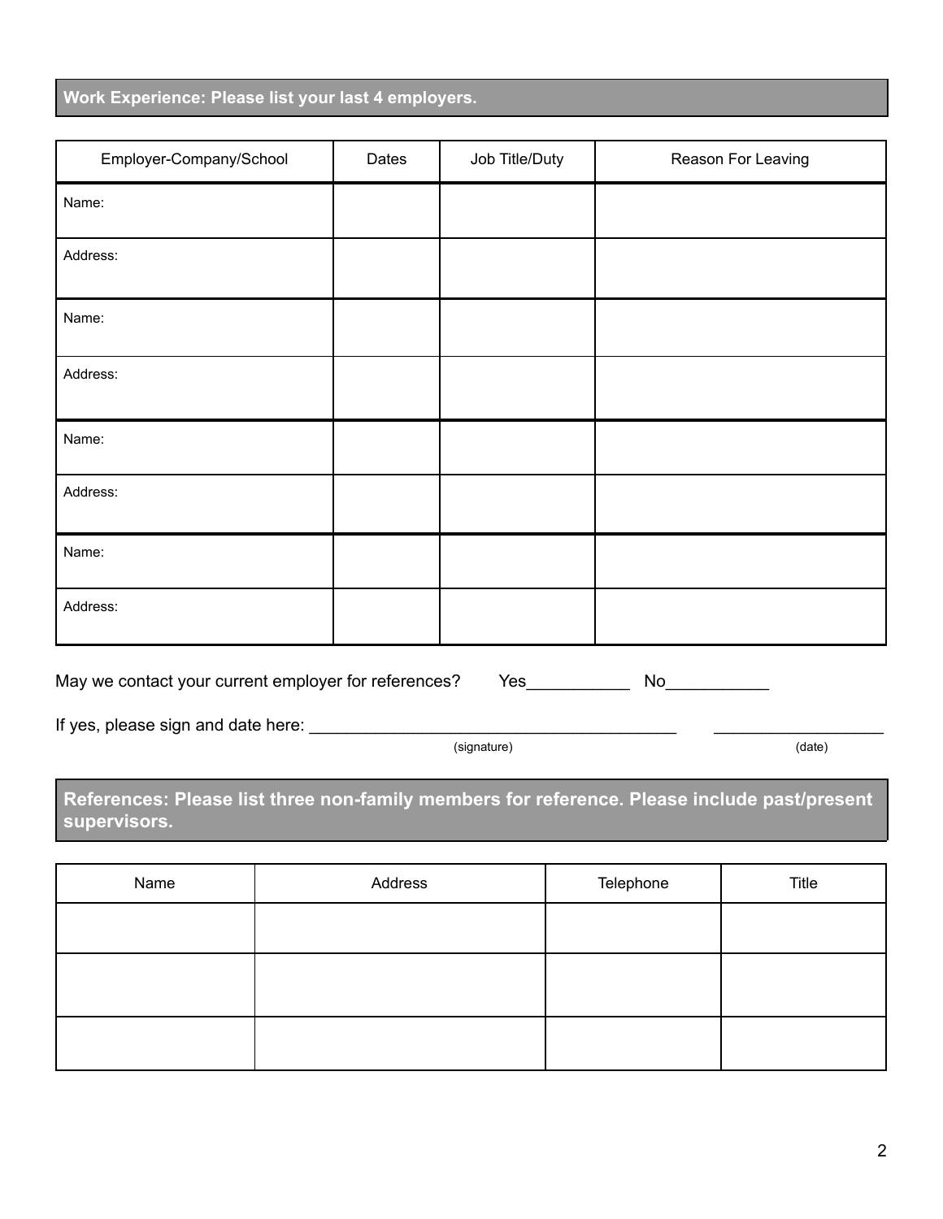## Work Experience: Please list your last 4 employers.

| Employer-Company/School | Dates | Job Title/Duty | Reason For Leaving |
|---|---|---|---|
| Name: | | | |
| Address: | | | |
| Name: | | | |
| Address: | | | |
| Name: | | | |
| Address: | | | |
| Name: | | | |
| Address: | | | |

May we contact your current employer for references? Yes___________ No___________

If yes, please sign and date here: ________________________________________ __________________

(signature) (date)

## References: Please list three non-family members for reference. Please include past/present supervisors.

| Name | Address | Telephone | Title |
|---|---|---|---|
| | | | |
| | | | |
| | | | |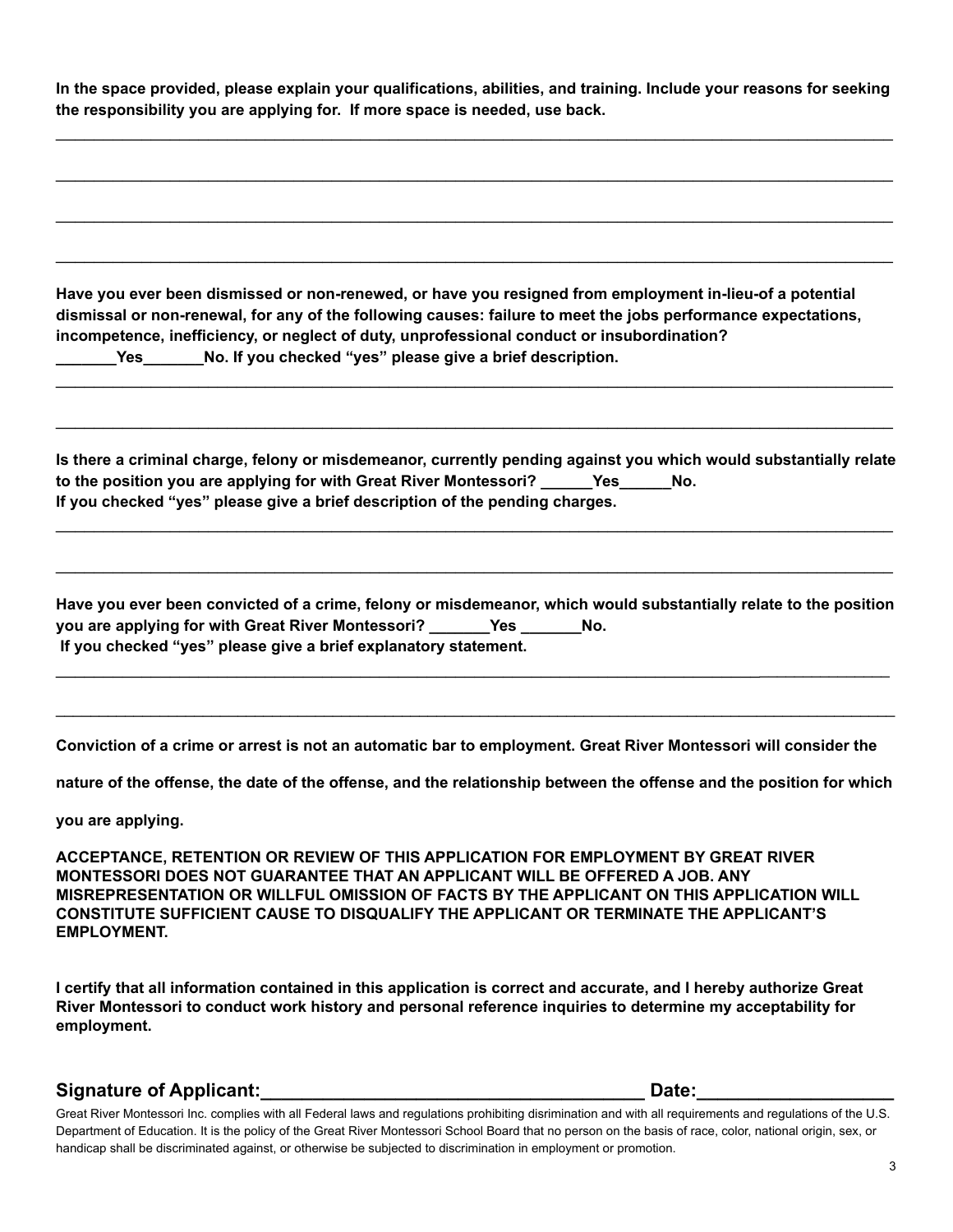**In the space provided, please explain your qualifications, abilities, and training. Include your reasons for seeking the responsibility you are applying for. If more space is needed, use back.**

______________________________________________________________________________________

______________________________________________________________________________________

______________________________________________________________________________________

______________________________________________________________________________________

**Have you ever been dismissed or non-renewed, or have you resigned from employment in-lieu-of a potential dismissal or non-renewal, for any of the following causes: failure to meet the jobs performance expectations, incompetence, inefficiency, or neglect of duty, unprofessional conduct or insubordination?**
**_______Yes_______No. If you checked "yes" please give a brief description.**

______________________________________________________________________________________

______________________________________________________________________________________

**Is there a criminal charge, felony or misdemeanor, currently pending against you which would substantially relate to the position you are applying for with Great River Montessori? ______Yes______No.**
**If you checked "yes" please give a brief description of the pending charges.**

______________________________________________________________________________________

______________________________________________________________________________________

**Have you ever been convicted of a crime, felony or misdemeanor, which would substantially relate to the position you are applying for with Great River Montessori? _______Yes _______No.**
**If you checked "yes" please give a brief explanatory statement.**

______________________________________________________________________________________

______________________________________________________________________________________

**Conviction of a crime or arrest is not an automatic bar to employment. Great River Montessori will consider the nature of the offense, the date of the offense, and the relationship between the offense and the position for which you are applying.**

**ACCEPTANCE, RETENTION OR REVIEW OF THIS APPLICATION FOR EMPLOYMENT BY GREAT RIVER MONTESSORI DOES NOT GUARANTEE THAT AN APPLICANT WILL BE OFFERED A JOB. ANY MISREPRESENTATION OR WILLFUL OMISSION OF FACTS BY THE APPLICANT ON THIS APPLICATION WILL CONSTITUTE SUFFICIENT CAUSE TO DISQUALIFY THE APPLICANT OR TERMINATE THE APPLICANT'S EMPLOYMENT.**

**I certify that all information contained in this application is correct and accurate, and I hereby authorize Great River Montessori to conduct work history and personal reference inquiries to determine my acceptability for employment.**

**Signature of Applicant:_____________________________________ Date:__________________**

Great River Montessori Inc. complies with all Federal laws and regulations prohibiting disrimination and with all requirements and regulations of the U.S. Department of Education. It is the policy of the Great River Montessori School Board that no person on the basis of race, color, national origin, sex, or handicap shall be discriminated against, or otherwise be subjected to discrimination in employment or promotion.